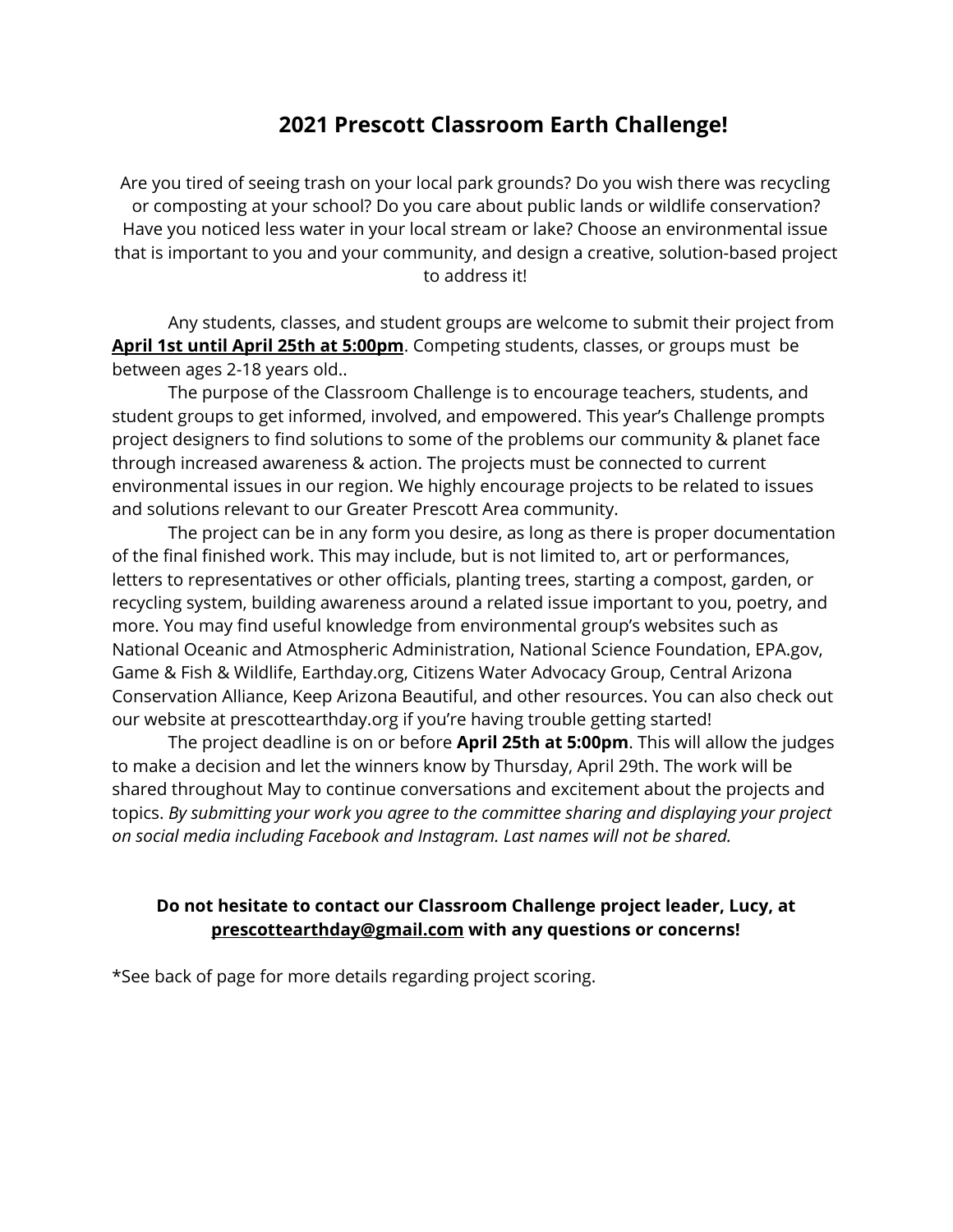# 2021 Prescott Classroom Earth Challenge!

Are you tired of seeing trash on your local park grounds? Do you wish there was recycling or composting at your school? Do you care about public lands or wildlife conservation? Have you noticed less water in your local stream or lake? Choose an environmental issue that is important to you and your community, and design a creative, solution-based project to address it!

Any students, classes, and student groups are welcome to submit their project from **April 1st until April 25th at 5:00pm**. Competing students, classes, or groups must be between ages 2-18 years old..

The purpose of the Classroom Challenge is to encourage teachers, students, and student groups to get informed, involved, and empowered. This year's Challenge prompts project designers to find solutions to some of the problems our community & planet face through increased awareness & action. The projects must be connected to current environmental issues in our region. We highly encourage projects to be related to issues and solutions relevant to our Greater Prescott Area community.

The project can be in any form you desire, as long as there is proper documentation of the final finished work. This may include, but is not limited to, art or performances, letters to representatives or other officials, planting trees, starting a compost, garden, or recycling system, building awareness around a related issue important to you, poetry, and more. You may find useful knowledge from environmental group's websites such as National Oceanic and Atmospheric Administration, National Science Foundation, EPA.gov, Game & Fish & Wildlife, Earthday.org, Citizens Water Advocacy Group, Central Arizona Conservation Alliance, Keep Arizona Beautiful, and other resources. You can also check out our website at prescottearthday.org if you're having trouble getting started!

The project deadline is on or before **April 25th at 5:00pm**. This will allow the judges to make a decision and let the winners know by Thursday, April 29th. The work will be shared throughout May to continue conversations and excitement about the projects and topics. *By submitting your work you agree to the committee sharing and displaying your project on social media including Facebook and Instagram. Last names will not be shared.*

**Do not hesitate to contact our Classroom Challenge project leader, Lucy, at prescottearthday@gmail.com with any questions or concerns!**

*See back of page for more details regarding project scoring.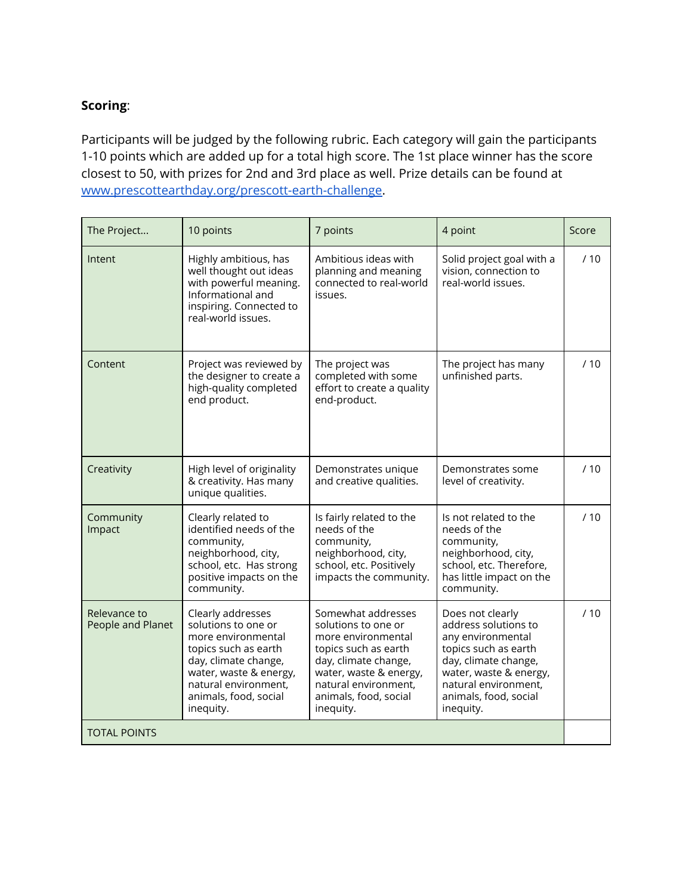**Scoring**:

Participants will be judged by the following rubric. Each category will gain the participants 1-10 points which are added up for a total high score. The 1st place winner has the score closest to 50, with prizes for 2nd and 3rd place as well. Prize details can be found at [www.prescottearthday.org/prescott-earth-challenge](http://www.prescottearthday.org/prescott-earth-challenge).

| The Project... | 10 points | 7 points | 4 point | Score |
|---|---|---|---|---|
| Intent | Highly ambitious, has well thought out ideas with powerful meaning. Informational and inspiring. Connected to real-world issues. | Ambitious ideas with planning and meaning connected to real-world issues. | Solid project goal with a vision, connection to real-world issues. | / 10 |
| Content | Project was reviewed by the designer to create a high-quality completed end product. | The project was completed with some effort to create a quality end-product. | The project has many unfinished parts. | / 10 |
| Creativity | High level of originality & creativity. Has many unique qualities. | Demonstrates unique and creative qualities. | Demonstrates some level of creativity. | / 10 |
| Community Impact | Clearly related to identified needs of the community, neighborhood, city, school, etc. Has strong positive impacts on the community. | Is fairly related to the needs of the community, neighborhood, city, school, etc. Positively impacts the community. | Is not related to the needs of the community, neighborhood, city, school, etc. Therefore, has little impact on the community. | / 10 |
| Relevance to People and Planet | Clearly addresses solutions to one or more environmental topics such as earth day, climate change, water, waste & energy, natural environment, animals, food, social inequity. | Somewhat addresses solutions to one or more environmental topics such as earth day, climate change, water, waste & energy, natural environment, animals, food, social inequity. | Does not clearly address solutions to any environmental topics such as earth day, climate change, water, waste & energy, natural environment, animals, food, social inequity. | / 10 |
| TOTAL POINTS | | | | |